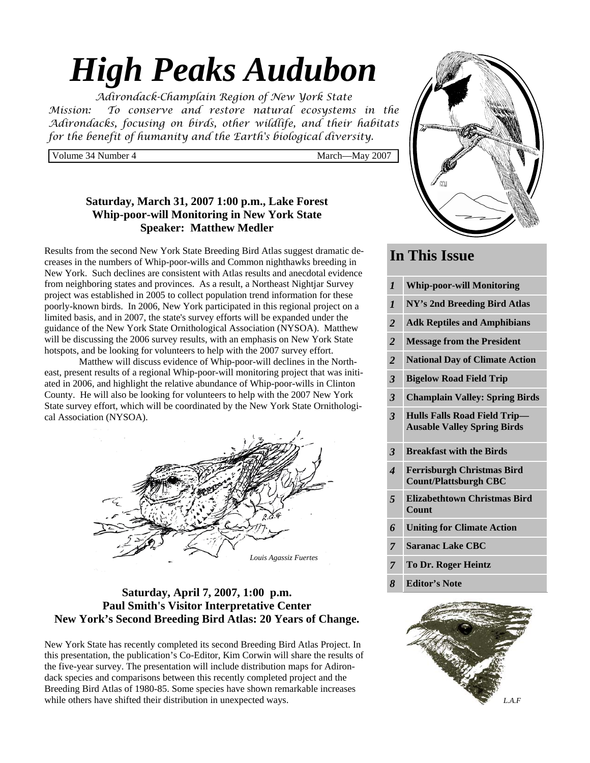# High Peaks Audubon

*Adirondack-Champlain Region of New York State*

*Mission: To conserve and restore natural ecosystems in the Adirondacks, focusing on birds, other wildlife, and their habitats for the benefit of humanity and the Earth's biological diversity.*

Volume 34 Number 4 — March—May 2007

### Saturday, March 31, 2007 1:00 p.m., Lake Forest
### Whip-poor-will Monitoring in New York State
### Speaker: Matthew Medler

Results from the second New York State Breeding Bird Atlas suggest dramatic decreases in the numbers of Whip-poor-wills and Common nighthawks breeding in New York. Such declines are consistent with Atlas results and anecdotal evidence from neighboring states and provinces. As a result, a Northeast Nightjar Survey project was established in 2005 to collect population trend information for these poorly-known birds. In 2006, New York participated in this regional project on a limited basis, and in 2007, the state's survey efforts will be expanded under the guidance of the New York State Ornithological Association (NYSOA). Matthew will be discussing the 2006 survey results, with an emphasis on New York State hotspots, and be looking for volunteers to help with the 2007 survey effort.

Matthew will discuss evidence of Whip-poor-will declines in the Northeast, present results of a regional Whip-poor-will monitoring project that was initiated in 2006, and highlight the relative abundance of Whip-poor-wills in Clinton County. He will also be looking for volunteers to help with the 2007 New York State survey effort, which will be coordinated by the New York State Ornithological Association (NYSOA).

*Louis Agassiz Fuertes*

### Saturday, April 7, 2007, 1:00 p.m.
### Paul Smith's Visitor Interpretative Center
### New York's Second Breeding Bird Atlas: 20 Years of Change.

New York State has recently completed its second Breeding Bird Atlas Project. In this presentation, the publication's Co-Editor, Kim Corwin will share the results of the five-year survey. The presentation will include distribution maps for Adirondack species and comparisons between this recently completed project and the Breeding Bird Atlas of 1980-85. Some species have shown remarkable increases while others have shifted their distribution in unexpected ways.

## In This Issue

| Page | Article |
|---|---|
| 1 | Whip-poor-will Monitoring |
| 1 | NY's 2nd Breeding Bird Atlas |
| 2 | Adk Reptiles and Amphibians |
| 2 | Message from the President |
| 2 | National Day of Climate Action |
| 3 | Bigelow Road Field Trip |
| 3 | Champlain Valley: Spring Birds |
| 3 | Hulls Falls Road Field Trip—Ausable Valley Spring Birds |
| 3 | Breakfast with the Birds |
| 4 | Ferrisburgh Christmas Bird Count/Plattsburgh CBC |
| 5 | Elizabethtown Christmas Bird Count |
| 6 | Uniting for Climate Action |
| 7 | Saranac Lake CBC |
| 7 | To Dr. Roger Heintz |
| 8 | Editor's Note |

*L.A.F*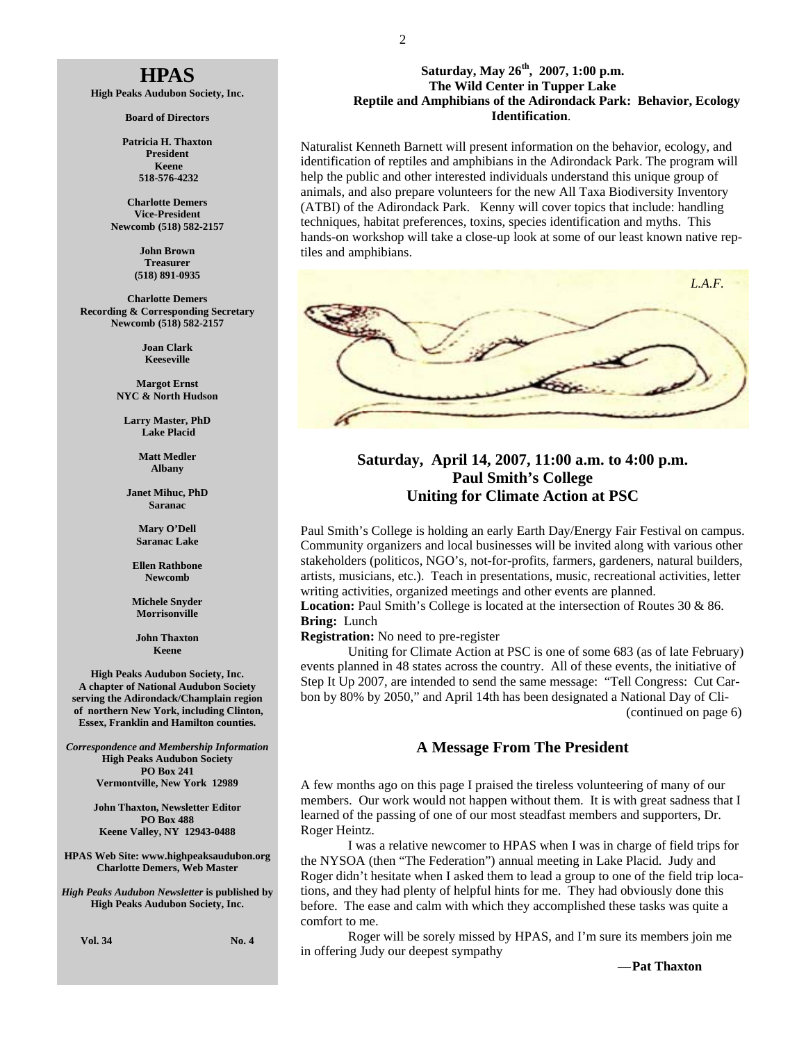# HPAS

**High Peaks Audubon Society, Inc.**

**Board of Directors**

**Patricia H. Thaxton**
**President**
**Keene**
**518-576-4232**

**Charlotte Demers**
**Vice-President**
**Newcomb (518) 582-2157**

**John Brown**
**Treasurer**
**(518) 891-0935**

**Charlotte Demers**
**Recording & Corresponding Secretary**
**Newcomb (518) 582-2157**

**Joan Clark**
**Keeseville**

**Margot Ernst**
**NYC & North Hudson**

**Larry Master, PhD**
**Lake Placid**

**Matt Medler**
**Albany**

**Janet Mihuc, PhD**
**Saranac**

**Mary O'Dell**
**Saranac Lake**

**Ellen Rathbone**
**Newcomb**

**Michele Snyder**
**Morrisonville**

**John Thaxton**
**Keene**

**High Peaks Audubon Society, Inc. A chapter of National Audubon Society serving the Adirondack/Champlain region of northern New York, including Clinton, Essex, Franklin and Hamilton counties.**

***Correspondence and Membership Information***
**High Peaks Audubon Society**
**PO Box 241**
**Vermontville, New York 12989**

**John Thaxton, Newsletter Editor**
**PO Box 488**
**Keene Valley, NY 12943-0488**

**HPAS Web Site: www.highpeaksaudubon.org**
**Charlotte Demers, Web Master**

***High Peaks Audubon Newsletter* is published by High Peaks Audubon Society, Inc.**

**Vol. 34** **No. 4**

---

### Saturday, May 26th, 2007, 1:00 p.m.
### The Wild Center in Tupper Lake
### Reptile and Amphibians of the Adirondack Park: Behavior, Ecology Identification.

Naturalist Kenneth Barnett will present information on the behavior, ecology, and identification of reptiles and amphibians in the Adirondack Park. The program will help the public and other interested individuals understand this unique group of animals, and also prepare volunteers for the new All Taxa Biodiversity Inventory (ATBI) of the Adirondack Park. Kenny will cover topics that include: handling techniques, habitat preferences, toxins, species identification and myths. This hands-on workshop will take a close-up look at some of our least known native reptiles and amphibians.

*L.A.F.*

## Saturday, April 14, 2007, 11:00 a.m. to 4:00 p.m.
## Paul Smith's College
## Uniting for Climate Action at PSC

Paul Smith's College is holding an early Earth Day/Energy Fair Festival on campus. Community organizers and local businesses will be invited along with various other stakeholders (politicos, NGO's, not-for-profits, farmers, gardeners, natural builders, artists, musicians, etc.). Teach in presentations, music, recreational activities, letter writing activities, organized meetings and other events are planned.

**Location:** Paul Smith's College is located at the intersection of Routes 30 & 86.

**Bring:** Lunch

**Registration:** No need to pre-register

Uniting for Climate Action at PSC is one of some 683 (as of late February) events planned in 48 states across the country. All of these events, the initiative of Step It Up 2007, are intended to send the same message: "Tell Congress: Cut Carbon by 80% by 2050," and April 14th has been designated a National Day of Cli-

(continued on page 6)

## A Message From The President

A few months ago on this page I praised the tireless volunteering of many of our members. Our work would not happen without them. It is with great sadness that I learned of the passing of one of our most steadfast members and supporters, Dr. Roger Heintz.

I was a relative newcomer to HPAS when I was in charge of field trips for the NYSOA (then "The Federation") annual meeting in Lake Placid. Judy and Roger didn't hesitate when I asked them to lead a group to one of the field trip locations, and they had plenty of helpful hints for me. They had obviously done this before. The ease and calm with which they accomplished these tasks was quite a comfort to me.

Roger will be sorely missed by HPAS, and I'm sure its members join me in offering Judy our deepest sympathy

—**Pat Thaxton**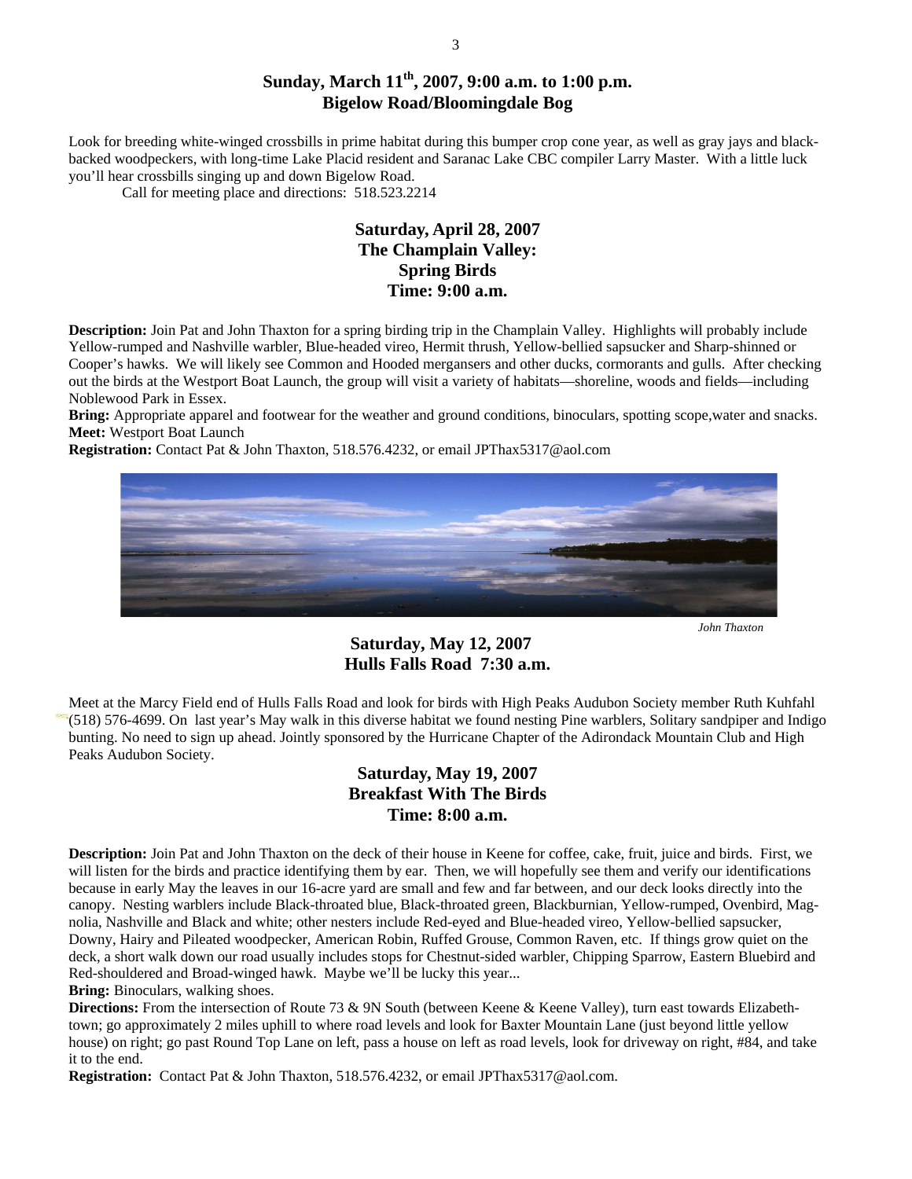## Sunday, March 11th, 2007, 9:00 a.m. to 1:00 p.m.
## Bigelow Road/Bloomingdale Bog

Look for breeding white-winged crossbills in prime habitat during this bumper crop cone year, as well as gray jays and black-backed woodpeckers, with long-time Lake Placid resident and Saranac Lake CBC compiler Larry Master. With a little luck you'll hear crossbills singing up and down Bigelow Road.

Call for meeting place and directions: 518.523.2214

## Saturday, April 28, 2007
## The Champlain Valley:
## Spring Birds
## Time: 9:00 a.m.

**Description:** Join Pat and John Thaxton for a spring birding trip in the Champlain Valley. Highlights will probably include Yellow-rumped and Nashville warbler, Blue-headed vireo, Hermit thrush, Yellow-bellied sapsucker and Sharp-shinned or Cooper's hawks. We will likely see Common and Hooded mergansers and other ducks, cormorants and gulls. After checking out the birds at the Westport Boat Launch, the group will visit a variety of habitats—shoreline, woods and fields—including Noblewood Park in Essex.

**Bring:** Appropriate apparel and footwear for the weather and ground conditions, binoculars, spotting scope,water and snacks.

**Meet:** Westport Boat Launch

**Registration:** Contact Pat & John Thaxton, 518.576.4232, or email JPThax5317@aol.com

*John Thaxton*

## Saturday, May 12, 2007
## Hulls Falls Road 7:30 a.m.

Meet at the Marcy Field end of Hulls Falls Road and look for birds with High Peaks Audubon Society member Ruth Kuhfahl (518) 576-4699. On last year's May walk in this diverse habitat we found nesting Pine warblers, Solitary sandpiper and Indigo bunting. No need to sign up ahead. Jointly sponsored by the Hurricane Chapter of the Adirondack Mountain Club and High Peaks Audubon Society.

## Saturday, May 19, 2007
## Breakfast With The Birds
## Time: 8:00 a.m.

**Description:** Join Pat and John Thaxton on the deck of their house in Keene for coffee, cake, fruit, juice and birds. First, we will listen for the birds and practice identifying them by ear. Then, we will hopefully see them and verify our identifications because in early May the leaves in our 16-acre yard are small and few and far between, and our deck looks directly into the canopy. Nesting warblers include Black-throated blue, Black-throated green, Blackburnian, Yellow-rumped, Ovenbird, Magnolia, Nashville and Black and white; other nesters include Red-eyed and Blue-headed vireo, Yellow-bellied sapsucker, Downy, Hairy and Pileated woodpecker, American Robin, Ruffed Grouse, Common Raven, etc. If things grow quiet on the deck, a short walk down our road usually includes stops for Chestnut-sided warbler, Chipping Sparrow, Eastern Bluebird and Red-shouldered and Broad-winged hawk. Maybe we'll be lucky this year...

**Bring:** Binoculars, walking shoes.

**Directions:** From the intersection of Route 73 & 9N South (between Keene & Keene Valley), turn east towards Elizabethtown; go approximately 2 miles uphill to where road levels and look for Baxter Mountain Lane (just beyond little yellow house) on right; go past Round Top Lane on left, pass a house on left as road levels, look for driveway on right, #84, and take it to the end.

**Registration:** Contact Pat & John Thaxton, 518.576.4232, or email JPThax5317@aol.com.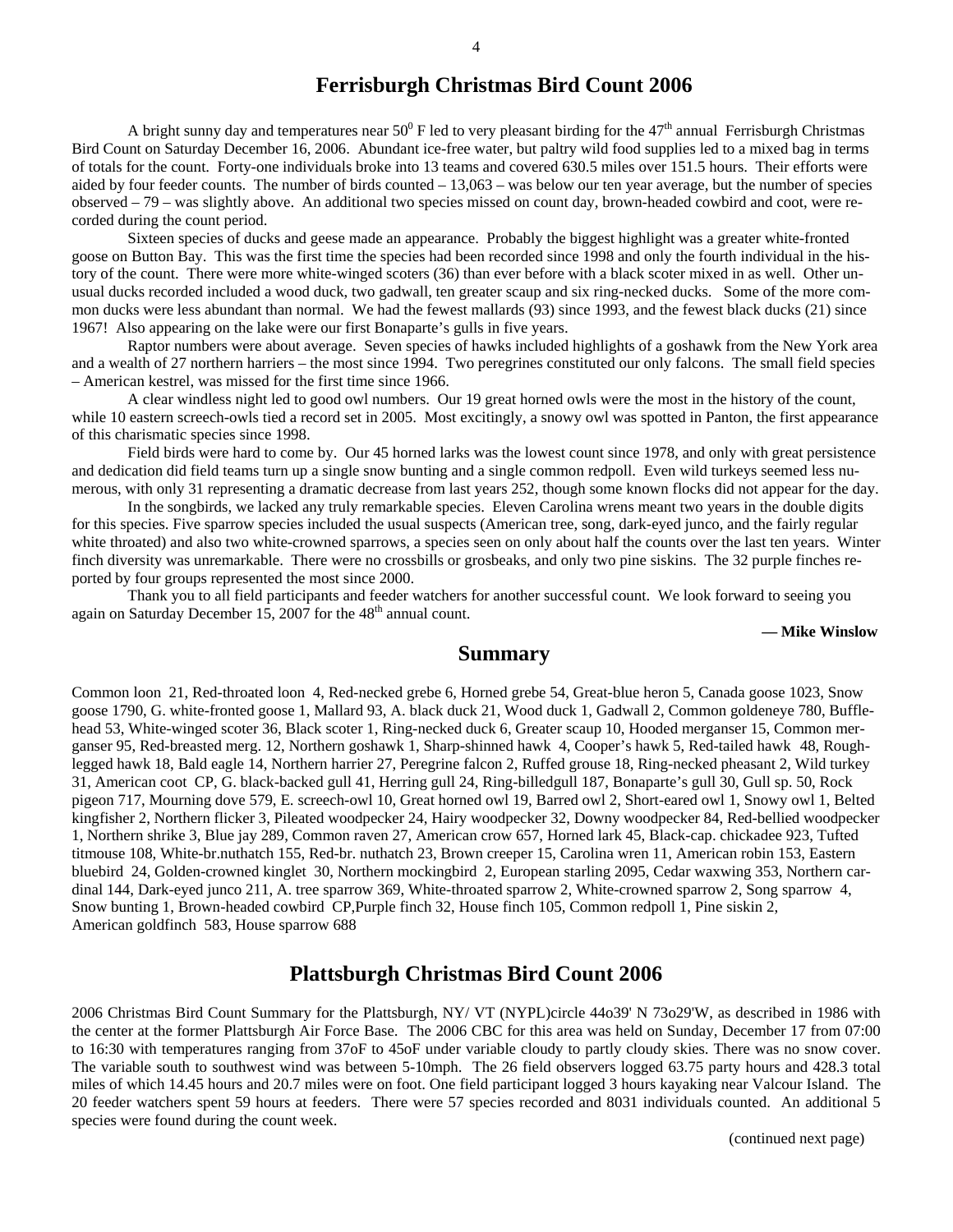## Ferrisburgh Christmas Bird Count 2006

A bright sunny day and temperatures near $50^0$ F led to very pleasant birding for the 47th annual Ferrisburgh Christmas Bird Count on Saturday December 16, 2006. Abundant ice-free water, but paltry wild food supplies led to a mixed bag in terms of totals for the count. Forty-one individuals broke into 13 teams and covered 630.5 miles over 151.5 hours. Their efforts were aided by four feeder counts. The number of birds counted – 13,063 – was below our ten year average, but the number of species observed – 79 – was slightly above. An additional two species missed on count day, brown-headed cowbird and coot, were recorded during the count period.

Sixteen species of ducks and geese made an appearance. Probably the biggest highlight was a greater white-fronted goose on Button Bay. This was the first time the species had been recorded since 1998 and only the fourth individual in the history of the count. There were more white-winged scoters (36) than ever before with a black scoter mixed in as well. Other unusual ducks recorded included a wood duck, two gadwall, ten greater scaup and six ring-necked ducks. Some of the more common ducks were less abundant than normal. We had the fewest mallards (93) since 1993, and the fewest black ducks (21) since 1967! Also appearing on the lake were our first Bonaparte's gulls in five years.

Raptor numbers were about average. Seven species of hawks included highlights of a goshawk from the New York area and a wealth of 27 northern harriers – the most since 1994. Two peregrines constituted our only falcons. The small field species – American kestrel, was missed for the first time since 1966.

A clear windless night led to good owl numbers. Our 19 great horned owls were the most in the history of the count, while 10 eastern screech-owls tied a record set in 2005. Most excitingly, a snowy owl was spotted in Panton, the first appearance of this charismatic species since 1998.

Field birds were hard to come by. Our 45 horned larks was the lowest count since 1978, and only with great persistence and dedication did field teams turn up a single snow bunting and a single common redpoll. Even wild turkeys seemed less numerous, with only 31 representing a dramatic decrease from last years 252, though some known flocks did not appear for the day.

In the songbirds, we lacked any truly remarkable species. Eleven Carolina wrens meant two years in the double digits for this species. Five sparrow species included the usual suspects (American tree, song, dark-eyed junco, and the fairly regular white throated) and also two white-crowned sparrows, a species seen on only about half the counts over the last ten years. Winter finch diversity was unremarkable. There were no crossbills or grosbeaks, and only two pine siskins. The 32 purple finches reported by four groups represented the most since 2000.

Thank you to all field participants and feeder watchers for another successful count. We look forward to seeing you again on Saturday December 15, 2007 for the 48th annual count.

**— Mike Winslow**

## Summary

Common loon 21, Red-throated loon 4, Red-necked grebe 6, Horned grebe 54, Great-blue heron 5, Canada goose 1023, Snow goose 1790, G. white-fronted goose 1, Mallard 93, A. black duck 21, Wood duck 1, Gadwall 2, Common goldeneye 780, Bufflehead 53, White-winged scoter 36, Black scoter 1, Ring-necked duck 6, Greater scaup 10, Hooded merganser 15, Common merganser 95, Red-breasted merg. 12, Northern goshawk 1, Sharp-shinned hawk 4, Cooper's hawk 5, Red-tailed hawk 48, Rough-legged hawk 18, Bald eagle 14, Northern harrier 27, Peregrine falcon 2, Ruffed grouse 18, Ring-necked pheasant 2, Wild turkey 31, American coot CP, G. black-backed gull 41, Herring gull 24, Ring-billedgull 187, Bonaparte's gull 30, Gull sp. 50, Rock pigeon 717, Mourning dove 579, E. screech-owl 10, Great horned owl 19, Barred owl 2, Short-eared owl 1, Snowy owl 1, Belted kingfisher 2, Northern flicker 3, Pileated woodpecker 24, Hairy woodpecker 32, Downy woodpecker 84, Red-bellied woodpecker 1, Northern shrike 3, Blue jay 289, Common raven 27, American crow 657, Horned lark 45, Black-cap. chickadee 923, Tufted titmouse 108, White-br.nuthatch 155, Red-br. nuthatch 23, Brown creeper 15, Carolina wren 11, American robin 153, Eastern bluebird 24, Golden-crowned kinglet 30, Northern mockingbird 2, European starling 2095, Cedar waxwing 353, Northern cardinal 144, Dark-eyed junco 211, A. tree sparrow 369, White-throated sparrow 2, White-crowned sparrow 2, Song sparrow 4, Snow bunting 1, Brown-headed cowbird CP,Purple finch 32, House finch 105, Common redpoll 1, Pine siskin 2, American goldfinch 583, House sparrow 688

## Plattsburgh Christmas Bird Count 2006

2006 Christmas Bird Count Summary for the Plattsburgh, NY/ VT (NYPL)circle 44o39' N 73o29'W, as described in 1986 with the center at the former Plattsburgh Air Force Base. The 2006 CBC for this area was held on Sunday, December 17 from 07:00 to 16:30 with temperatures ranging from 37oF to 45oF under variable cloudy to partly cloudy skies. There was no snow cover. The variable south to southwest wind was between 5-10mph. The 26 field observers logged 63.75 party hours and 428.3 total miles of which 14.45 hours and 20.7 miles were on foot. One field participant logged 3 hours kayaking near Valcour Island. The 20 feeder watchers spent 59 hours at feeders. There were 57 species recorded and 8031 individuals counted. An additional 5 species were found during the count week.

(continued next page)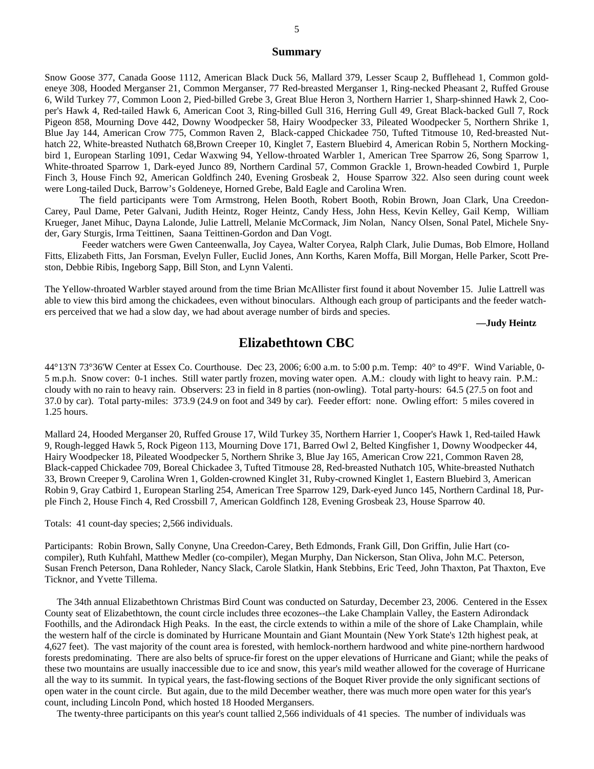## Summary

Snow Goose 377, Canada Goose 1112, American Black Duck 56, Mallard 379, Lesser Scaup 2, Bufflehead 1, Common goldeneye 308, Hooded Merganser 21, Common Merganser, 77 Red-breasted Merganser 1, Ring-necked Pheasant 2, Ruffed Grouse 6, Wild Turkey 77, Common Loon 2, Pied-billed Grebe 3, Great Blue Heron 3, Northern Harrier 1, Sharp-shinned Hawk 2, Cooper's Hawk 4, Red-tailed Hawk 6, American Coot 3, Ring-billed Gull 316, Herring Gull 49, Great Black-backed Gull 7, Rock Pigeon 858, Mourning Dove 442, Downy Woodpecker 58, Hairy Woodpecker 33, Pileated Woodpecker 5, Northern Shrike 1, Blue Jay 144, American Crow 775, Common Raven 2, Black-capped Chickadee 750, Tufted Titmouse 10, Red-breasted Nuthatch 22, White-breasted Nuthatch 68,Brown Creeper 10, Kinglet 7, Eastern Bluebird 4, American Robin 5, Northern Mockingbird 1, European Starling 1091, Cedar Waxwing 94, Yellow-throated Warbler 1, American Tree Sparrow 26, Song Sparrow 1, White-throated Sparrow 1, Dark-eyed Junco 89, Northern Cardinal 57, Common Grackle 1, Brown-headed Cowbird 1, Purple Finch 3, House Finch 92, American Goldfinch 240, Evening Grosbeak 2, House Sparrow 322. Also seen during count week were Long-tailed Duck, Barrow's Goldeneye, Horned Grebe, Bald Eagle and Carolina Wren.

The field participants were Tom Armstrong, Helen Booth, Robert Booth, Robin Brown, Joan Clark, Una Creedon-Carey, Paul Dame, Peter Galvani, Judith Heintz, Roger Heintz, Candy Hess, John Hess, Kevin Kelley, Gail Kemp, William Krueger, Janet Mihuc, Dayna Lalonde, Julie Lattrell, Melanie McCormack, Jim Nolan, Nancy Olsen, Sonal Patel, Michele Snyder, Gary Sturgis, Irma Teittinen, Saana Teittinen-Gordon and Dan Vogt.

Feeder watchers were Gwen Canteenwalla, Joy Cayea, Walter Coryea, Ralph Clark, Julie Dumas, Bob Elmore, Holland Fitts, Elizabeth Fitts, Jan Forsman, Evelyn Fuller, Euclid Jones, Ann Korths, Karen Moffa, Bill Morgan, Helle Parker, Scott Preston, Debbie Ribis, Ingeborg Sapp, Bill Ston, and Lynn Valenti.

The Yellow-throated Warbler stayed around from the time Brian McAllister first found it about November 15. Julie Lattrell was able to view this bird among the chickadees, even without binoculars. Although each group of participants and the feeder watchers perceived that we had a slow day, we had about average number of birds and species.

**—Judy Heintz**

# Elizabethtown CBC

44°13'N 73°36'W Center at Essex Co. Courthouse. Dec 23, 2006; 6:00 a.m. to 5:00 p.m. Temp: 40° to 49°F. Wind Variable, 0-5 m.p.h. Snow cover: 0-1 inches. Still water partly frozen, moving water open. A.M.: cloudy with light to heavy rain. P.M.: cloudy with no rain to heavy rain. Observers: 23 in field in 8 parties (non-owling). Total party-hours: 64.5 (27.5 on foot and 37.0 by car). Total party-miles: 373.9 (24.9 on foot and 349 by car). Feeder effort: none. Owling effort: 5 miles covered in 1.25 hours.

Mallard 24, Hooded Merganser 20, Ruffed Grouse 17, Wild Turkey 35, Northern Harrier 1, Cooper's Hawk 1, Red-tailed Hawk 9, Rough-legged Hawk 5, Rock Pigeon 113, Mourning Dove 171, Barred Owl 2, Belted Kingfisher 1, Downy Woodpecker 44, Hairy Woodpecker 18, Pileated Woodpecker 5, Northern Shrike 3, Blue Jay 165, American Crow 221, Common Raven 28, Black-capped Chickadee 709, Boreal Chickadee 3, Tufted Titmouse 28, Red-breasted Nuthatch 105, White-breasted Nuthatch 33, Brown Creeper 9, Carolina Wren 1, Golden-crowned Kinglet 31, Ruby-crowned Kinglet 1, Eastern Bluebird 3, American Robin 9, Gray Catbird 1, European Starling 254, American Tree Sparrow 129, Dark-eyed Junco 145, Northern Cardinal 18, Purple Finch 2, House Finch 4, Red Crossbill 7, American Goldfinch 128, Evening Grosbeak 23, House Sparrow 40.

Totals: 41 count-day species; 2,566 individuals.

Participants: Robin Brown, Sally Conyne, Una Creedon-Carey, Beth Edmonds, Frank Gill, Don Griffin, Julie Hart (co-compiler), Ruth Kuhfahl, Matthew Medler (co-compiler), Megan Murphy, Dan Nickerson, Stan Oliva, John M.C. Peterson, Susan French Peterson, Dana Rohleder, Nancy Slack, Carole Slatkin, Hank Stebbins, Eric Teed, John Thaxton, Pat Thaxton, Eve Ticknor, and Yvette Tillema.

The 34th annual Elizabethtown Christmas Bird Count was conducted on Saturday, December 23, 2006. Centered in the Essex County seat of Elizabethtown, the count circle includes three ecozones--the Lake Champlain Valley, the Eastern Adirondack Foothills, and the Adirondack High Peaks. In the east, the circle extends to within a mile of the shore of Lake Champlain, while the western half of the circle is dominated by Hurricane Mountain and Giant Mountain (New York State's 12th highest peak, at 4,627 feet). The vast majority of the count area is forested, with hemlock-northern hardwood and white pine-northern hardwood forests predominating. There are also belts of spruce-fir forest on the upper elevations of Hurricane and Giant; while the peaks of these two mountains are usually inaccessible due to ice and snow, this year's mild weather allowed for the coverage of Hurricane all the way to its summit. In typical years, the fast-flowing sections of the Boquet River provide the only significant sections of open water in the count circle. But again, due to the mild December weather, there was much more open water for this year's count, including Lincoln Pond, which hosted 18 Hooded Mergansers.

The twenty-three participants on this year's count tallied 2,566 individuals of 41 species. The number of individuals was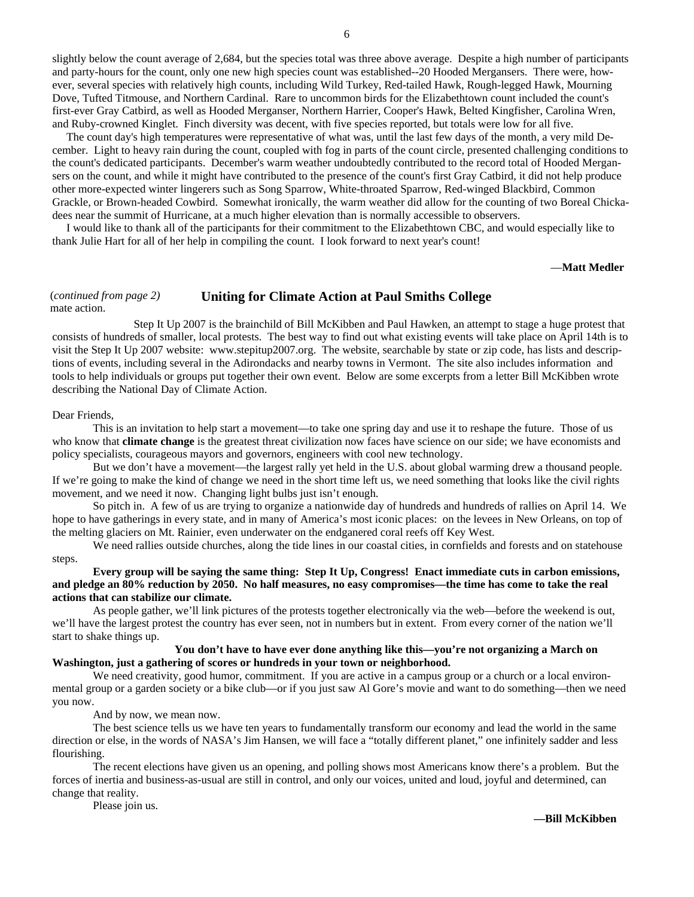slightly below the count average of 2,684, but the species total was three above average. Despite a high number of participants and party-hours for the count, only one new high species count was established--20 Hooded Mergansers. There were, however, several species with relatively high counts, including Wild Turkey, Red-tailed Hawk, Rough-legged Hawk, Mourning Dove, Tufted Titmouse, and Northern Cardinal. Rare to uncommon birds for the Elizabethtown count included the count's first-ever Gray Catbird, as well as Hooded Merganser, Northern Harrier, Cooper's Hawk, Belted Kingfisher, Carolina Wren, and Ruby-crowned Kinglet. Finch diversity was decent, with five species reported, but totals were low for all five.

The count day's high temperatures were representative of what was, until the last few days of the month, a very mild December. Light to heavy rain during the count, coupled with fog in parts of the count circle, presented challenging conditions to the count's dedicated participants. December's warm weather undoubtedly contributed to the record total of Hooded Mergansers on the count, and while it might have contributed to the presence of the count's first Gray Catbird, it did not help produce other more-expected winter lingerers such as Song Sparrow, White-throated Sparrow, Red-winged Blackbird, Common Grackle, or Brown-headed Cowbird. Somewhat ironically, the warm weather did allow for the counting of two Boreal Chickadees near the summit of Hurricane, at a much higher elevation than is normally accessible to observers.

I would like to thank all of the participants for their commitment to the Elizabethtown CBC, and would especially like to thank Julie Hart for all of her help in compiling the count. I look forward to next year's count!

—**Matt Medler**

## Uniting for Climate Action at Paul Smiths College

(*continued from page 2*) mate action.

Step It Up 2007 is the brainchild of Bill McKibben and Paul Hawken, an attempt to stage a huge protest that consists of hundreds of smaller, local protests. The best way to find out what existing events will take place on April 14th is to visit the Step It Up 2007 website: www.stepitup2007.org. The website, searchable by state or zip code, has lists and descriptions of events, including several in the Adirondacks and nearby towns in Vermont. The site also includes information and tools to help individuals or groups put together their own event. Below are some excerpts from a letter Bill McKibben wrote describing the National Day of Climate Action.

Dear Friends,

This is an invitation to help start a movement—to take one spring day and use it to reshape the future. Those of us who know that **climate change** is the greatest threat civilization now faces have science on our side; we have economists and policy specialists, courageous mayors and governors, engineers with cool new technology.

But we don't have a movement—the largest rally yet held in the U.S. about global warming drew a thousand people. If we're going to make the kind of change we need in the short time left us, we need something that looks like the civil rights movement, and we need it now. Changing light bulbs just isn't enough.

So pitch in. A few of us are trying to organize a nationwide day of hundreds and hundreds of rallies on April 14. We hope to have gatherings in every state, and in many of America's most iconic places: on the levees in New Orleans, on top of the melting glaciers on Mt. Rainier, even underwater on the endganered coral reefs off Key West.

We need rallies outside churches, along the tide lines in our coastal cities, in cornfields and forests and on statehouse steps.

**Every group will be saying the same thing: Step It Up, Congress! Enact immediate cuts in carbon emissions, and pledge an 80% reduction by 2050. No half measures, no easy compromises—the time has come to take the real actions that can stabilize our climate.**

As people gather, we'll link pictures of the protests together electronically via the web—before the weekend is out, we'll have the largest protest the country has ever seen, not in numbers but in extent. From every corner of the nation we'll start to shake things up.

**You don't have to have ever done anything like this—you're not organizing a March on Washington, just a gathering of scores or hundreds in your town or neighborhood.**

We need creativity, good humor, commitment. If you are active in a campus group or a church or a local environmental group or a garden society or a bike club—or if you just saw Al Gore's movie and want to do something—then we need you now.

And by now, we mean now.

The best science tells us we have ten years to fundamentally transform our economy and lead the world in the same direction or else, in the words of NASA's Jim Hansen, we will face a "totally different planet," one infinitely sadder and less flourishing.

The recent elections have given us an opening, and polling shows most Americans know there's a problem. But the forces of inertia and business-as-usual are still in control, and only our voices, united and loud, joyful and determined, can change that reality.

Please join us.

**—Bill McKibben**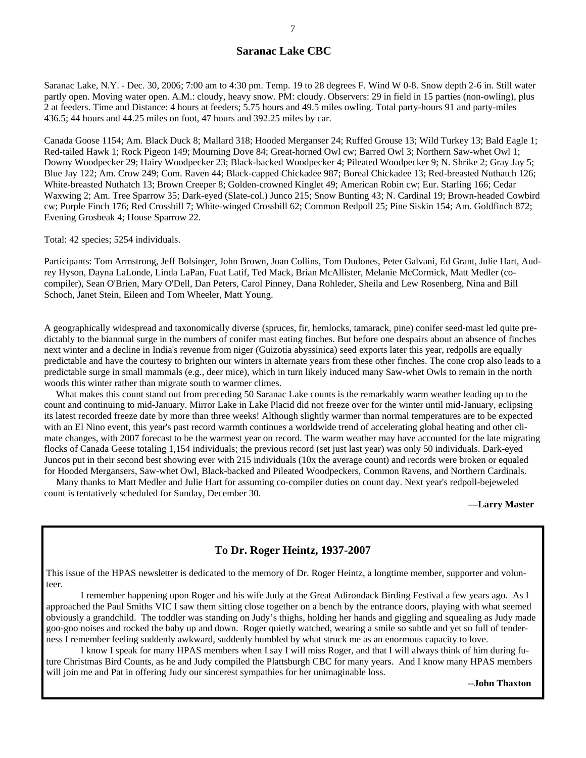## Saranac Lake CBC

Saranac Lake, N.Y. - Dec. 30, 2006; 7:00 am to 4:30 pm. Temp. 19 to 28 degrees F. Wind W 0-8. Snow depth 2-6 in. Still water partly open. Moving water open. A.M.: cloudy, heavy snow. PM: cloudy. Observers: 29 in field in 15 parties (non-owling), plus 2 at feeders. Time and Distance: 4 hours at feeders; 5.75 hours and 49.5 miles owling. Total party-hours 91 and party-miles 436.5; 44 hours and 44.25 miles on foot, 47 hours and 392.25 miles by car.

Canada Goose 1154; Am. Black Duck 8; Mallard 318; Hooded Merganser 24; Ruffed Grouse 13; Wild Turkey 13; Bald Eagle 1; Red-tailed Hawk 1; Rock Pigeon 149; Mourning Dove 84; Great-horned Owl cw; Barred Owl 3; Northern Saw-whet Owl 1; Downy Woodpecker 29; Hairy Woodpecker 23; Black-backed Woodpecker 4; Pileated Woodpecker 9; N. Shrike 2; Gray Jay 5; Blue Jay 122; Am. Crow 249; Com. Raven 44; Black-capped Chickadee 987; Boreal Chickadee 13; Red-breasted Nuthatch 126; White-breasted Nuthatch 13; Brown Creeper 8; Golden-crowned Kinglet 49; American Robin cw; Eur. Starling 166; Cedar Waxwing 2; Am. Tree Sparrow 35; Dark-eyed (Slate-col.) Junco 215; Snow Bunting 43; N. Cardinal 19; Brown-headed Cowbird cw; Purple Finch 176; Red Crossbill 7; White-winged Crossbill 62; Common Redpoll 25; Pine Siskin 154; Am. Goldfinch 872; Evening Grosbeak 4; House Sparrow 22.

Total: 42 species; 5254 individuals.

Participants: Tom Armstrong, Jeff Bolsinger, John Brown, Joan Collins, Tom Dudones, Peter Galvani, Ed Grant, Julie Hart, Audrey Hyson, Dayna LaLonde, Linda LaPan, Fuat Latif, Ted Mack, Brian McAllister, Melanie McCormick, Matt Medler (co-compiler), Sean O'Brien, Mary O'Dell, Dan Peters, Carol Pinney, Dana Rohleder, Sheila and Lew Rosenberg, Nina and Bill Schoch, Janet Stein, Eileen and Tom Wheeler, Matt Young.

A geographically widespread and taxonomically diverse (spruces, fir, hemlocks, tamarack, pine) conifer seed-mast led quite predictably to the biannual surge in the numbers of conifer mast eating finches. But before one despairs about an absence of finches next winter and a decline in India's revenue from niger (Guizotia abyssinica) seed exports later this year, redpolls are equally predictable and have the courtesy to brighten our winters in alternate years from these other finches. The cone crop also leads to a predictable surge in small mammals (e.g., deer mice), which in turn likely induced many Saw-whet Owls to remain in the north woods this winter rather than migrate south to warmer climes.

What makes this count stand out from preceding 50 Saranac Lake counts is the remarkably warm weather leading up to the count and continuing to mid-January. Mirror Lake in Lake Placid did not freeze over for the winter until mid-January, eclipsing its latest recorded freeze date by more than three weeks! Although slightly warmer than normal temperatures are to be expected with an El Nino event, this year's past record warmth continues a worldwide trend of accelerating global heating and other climate changes, with 2007 forecast to be the warmest year on record. The warm weather may have accounted for the late migrating flocks of Canada Geese totaling 1,154 individuals; the previous record (set just last year) was only 50 individuals. Dark-eyed Juncos put in their second best showing ever with 215 individuals (10x the average count) and records were broken or equaled for Hooded Mergansers, Saw-whet Owl, Black-backed and Pileated Woodpeckers, Common Ravens, and Northern Cardinals.

Many thanks to Matt Medler and Julie Hart for assuming co-compiler duties on count day. Next year's redpoll-bejeweled count is tentatively scheduled for Sunday, December 30.

**—Larry Master**

## To Dr. Roger Heintz, 1937-2007

This issue of the HPAS newsletter is dedicated to the memory of Dr. Roger Heintz, a longtime member, supporter and volunteer.

I remember happening upon Roger and his wife Judy at the Great Adirondack Birding Festival a few years ago. As I approached the Paul Smiths VIC I saw them sitting close together on a bench by the entrance doors, playing with what seemed obviously a grandchild. The toddler was standing on Judy's thighs, holding her hands and giggling and squealing as Judy made goo-goo noises and rocked the baby up and down. Roger quietly watched, wearing a smile so subtle and yet so full of tenderness I remember feeling suddenly awkward, suddenly humbled by what struck me as an enormous capacity to love.

I know I speak for many HPAS members when I say I will miss Roger, and that I will always think of him during future Christmas Bird Counts, as he and Judy compiled the Plattsburgh CBC for many years. And I know many HPAS members will join me and Pat in offering Judy our sincerest sympathies for her unimaginable loss.

**--John Thaxton**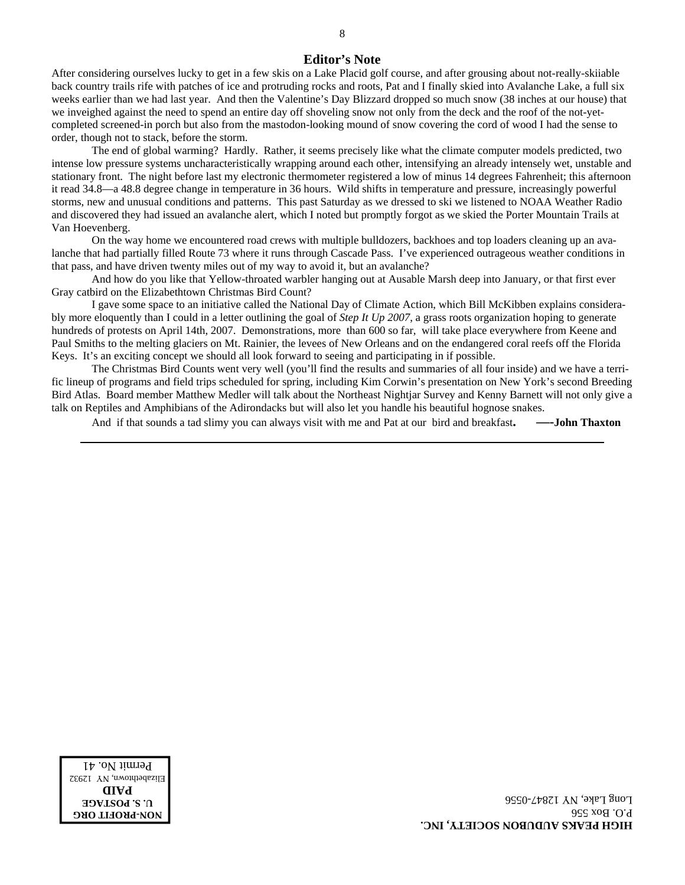## Editor's Note

After considering ourselves lucky to get in a few skis on a Lake Placid golf course, and after grousing about not-really-skiiable back country trails rife with patches of ice and protruding rocks and roots, Pat and I finally skied into Avalanche Lake, a full six weeks earlier than we had last year. And then the Valentine's Day Blizzard dropped so much snow (38 inches at our house) that we inveighed against the need to spend an entire day off shoveling snow not only from the deck and the roof of the not-yet-completed screened-in porch but also from the mastodon-looking mound of snow covering the cord of wood I had the sense to order, though not to stack, before the storm.

The end of global warming? Hardly. Rather, it seems precisely like what the climate computer models predicted, two intense low pressure systems uncharacteristically wrapping around each other, intensifying an already intensely wet, unstable and stationary front. The night before last my electronic thermometer registered a low of minus 14 degrees Fahrenheit; this afternoon it read 34.8—a 48.8 degree change in temperature in 36 hours. Wild shifts in temperature and pressure, increasingly powerful storms, new and unusual conditions and patterns. This past Saturday as we dressed to ski we listened to NOAA Weather Radio and discovered they had issued an avalanche alert, which I noted but promptly forgot as we skied the Porter Mountain Trails at Van Hoevenberg.

On the way home we encountered road crews with multiple bulldozers, backhoes and top loaders cleaning up an avalanche that had partially filled Route 73 where it runs through Cascade Pass. I've experienced outrageous weather conditions in that pass, and have driven twenty miles out of my way to avoid it, but an avalanche?

And how do you like that Yellow-throated warbler hanging out at Ausable Marsh deep into January, or that first ever Gray catbird on the Elizabethtown Christmas Bird Count?

I gave some space to an initiative called the National Day of Climate Action, which Bill McKibben explains considerably more eloquently than I could in a letter outlining the goal of *Step It Up 2007*, a grass roots organization hoping to generate hundreds of protests on April 14th, 2007. Demonstrations, more than 600 so far, will take place everywhere from Keene and Paul Smiths to the melting glaciers on Mt. Rainier, the levees of New Orleans and on the endangered coral reefs off the Florida Keys. It's an exciting concept we should all look forward to seeing and participating in if possible.

The Christmas Bird Counts went very well (you'll find the results and summaries of all four inside) and we have a terrific lineup of programs and field trips scheduled for spring, including Kim Corwin's presentation on New York's second Breeding Bird Atlas. Board member Matthew Medler will talk about the Northeast Nightjar Survey and Kenny Barnett will not only give a talk on Reptiles and Amphibians of the Adirondacks but will also let you handle his beautiful hognose snakes.

And if that sounds a tad slimy you can always visit with me and Pat at our bird and breakfast. **—-John Thaxton**

---

**HIGH PEAKS AUDUBON SOCIETY, INC.**
P.O. Box 556
Long Lake, NY 12847-0556

**NON-PROFIT ORG**
**U. S. POSTAGE**
**PAID**
Elizabethtown, NY 12932
Permit No. 41